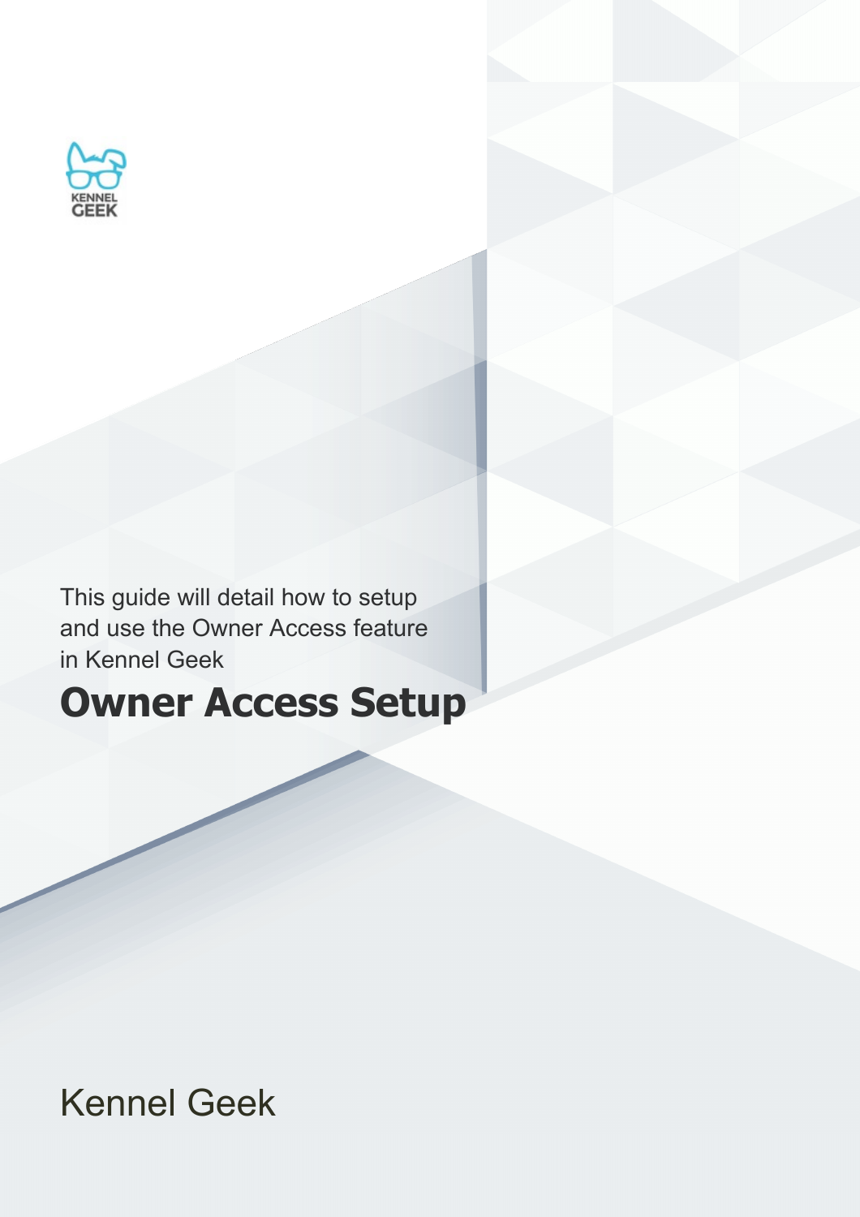KENNEL GEEK

This guide will detail how to setup and use the Owner Access feature in Kennel Geek

# Owner Access Setup

Kennel Geek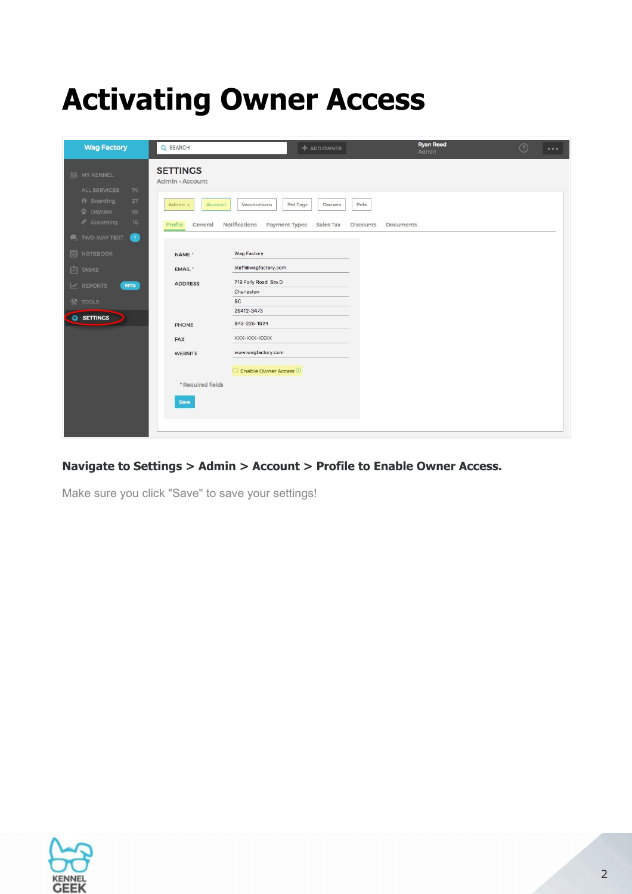# Activating Owner Access

**Navigate to Settings > Admin > Account > Profile to Enable Owner Access.**

Make sure you click "Save" to save your settings!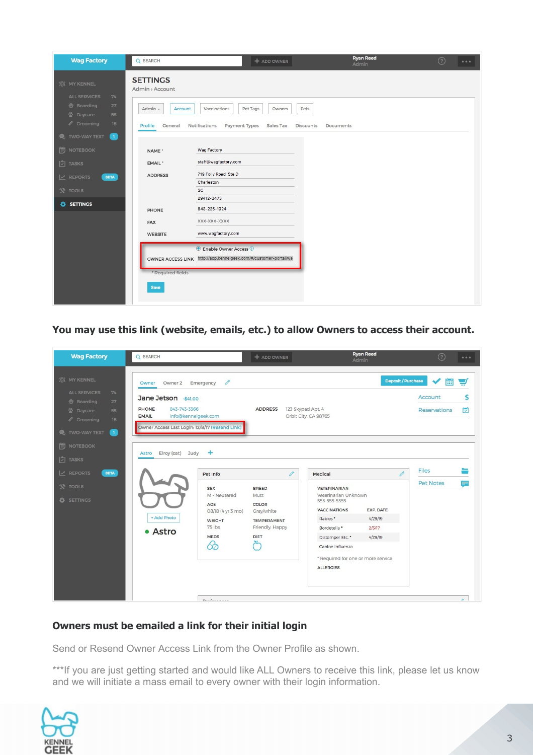**You may use this link (website, emails, etc.) to allow Owners to access their account.**

## Owners must be emailed a link for their initial login

Send or Resend Owner Access Link from the Owner Profile as shown.

***If you are just getting started and would like ALL Owners to receive this link, please let us know and we will initiate a mass email to every owner with their login information.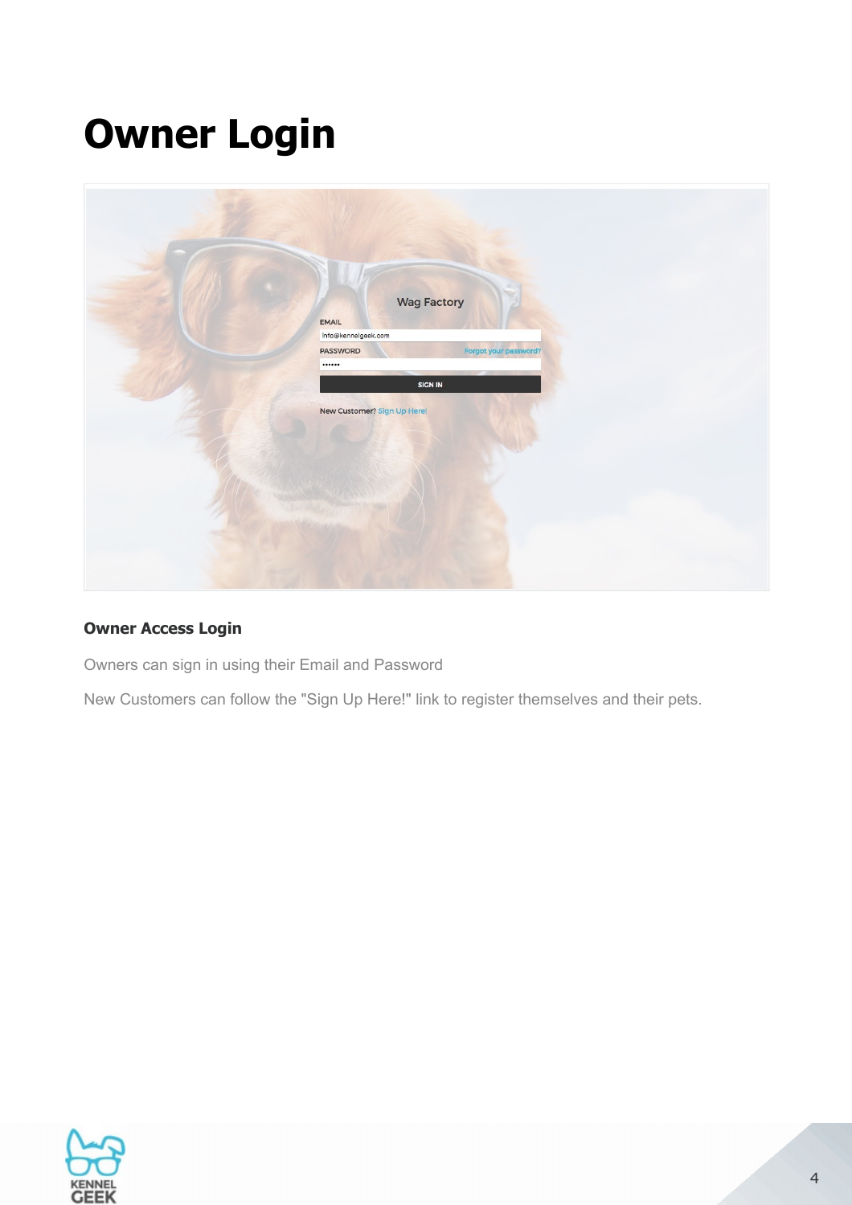# Owner Login

**Owner Access Login**

Owners can sign in using their Email and Password

New Customers can follow the "Sign Up Here!" link to register themselves and their pets.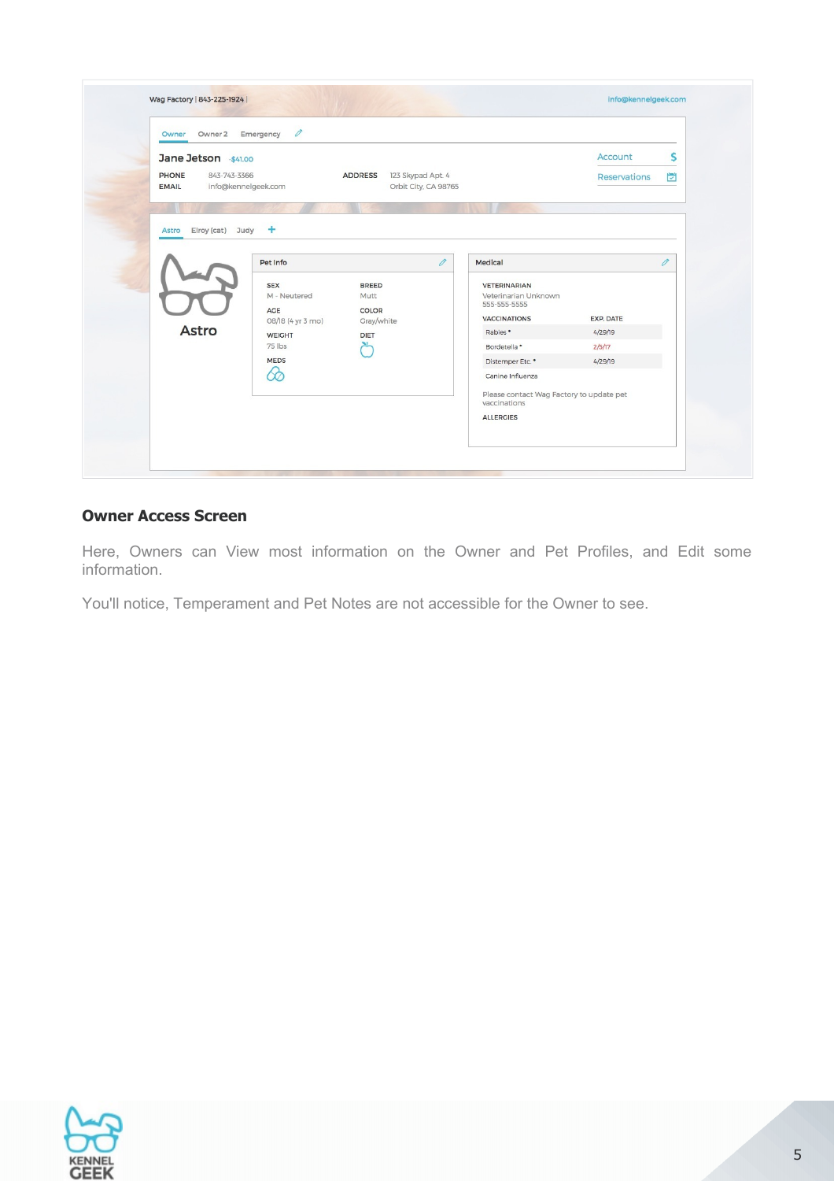Wag Factory | 843-225-1924 | info@kennelgeek.com

Owner | Owner 2 | Emergency

**Jane Jetson** -$41.00

PHONE 843-743-3366
EMAIL info@kennelgeek.com

ADDRESS 123 Skypad Apt. 4
Orbit City, CA 98765

Account $
Reservations

Astro | Elroy (cat) | Judy | +

**Astro**

**Pet Info**

| SEX | BREED |
| --- | --- |
| M - Neutered | Mutt |
| AGE | COLOR |
| 08/18 (4 yr 3 mo) | Gray/white |
| WEIGHT | DIET |
| 75 lbs | |
| MEDS | |

**Medical**

VETERINARIAN
Veterinarian Unknown
555-555-5555

| VACCINATIONS | EXP. DATE |
| --- | --- |
| Rabies * | 4/29/19 |
| Bordetella * | 2/5/17 |
| Distemper Etc. * | 4/29/19 |
| Canine Influenza | |

Please contact Wag Factory to update pet vaccinations

ALLERGIES

## Owner Access Screen

Here, Owners can View most information on the Owner and Pet Profiles, and Edit some information.

You'll notice, Temperament and Pet Notes are not accessible for the Owner to see.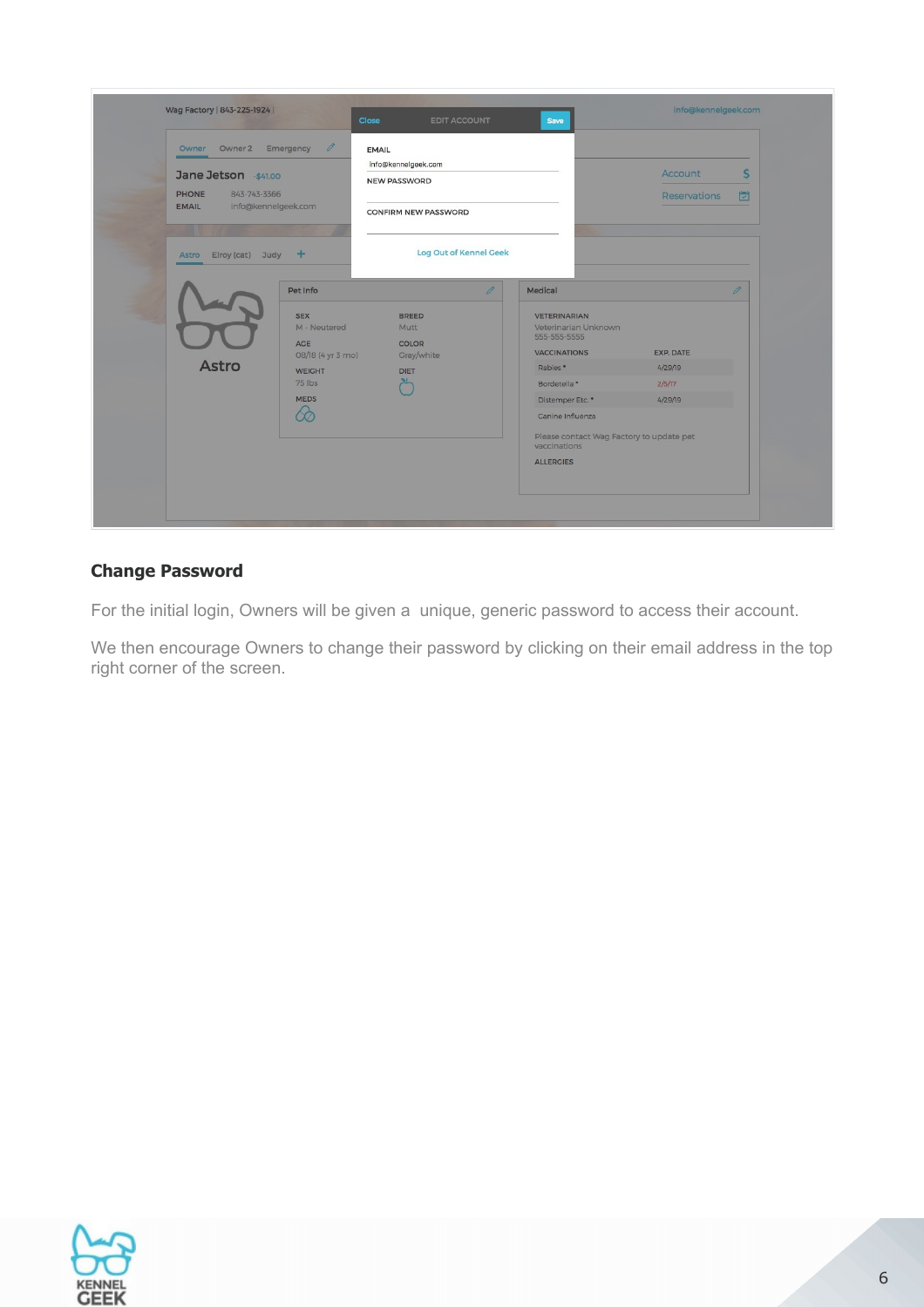## Change Password

For the initial login, Owners will be given a unique, generic password to access their account.

We then encourage Owners to change their password by clicking on their email address in the top right corner of the screen.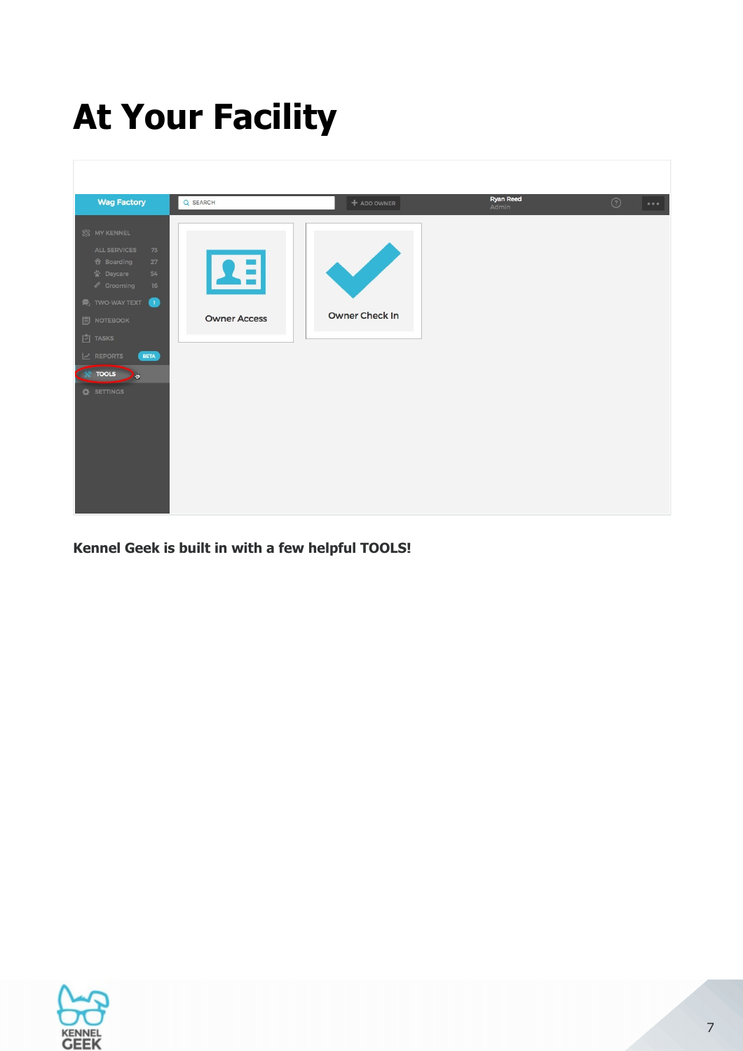# At Your Facility

**Kennel Geek is built in with a few helpful TOOLS!**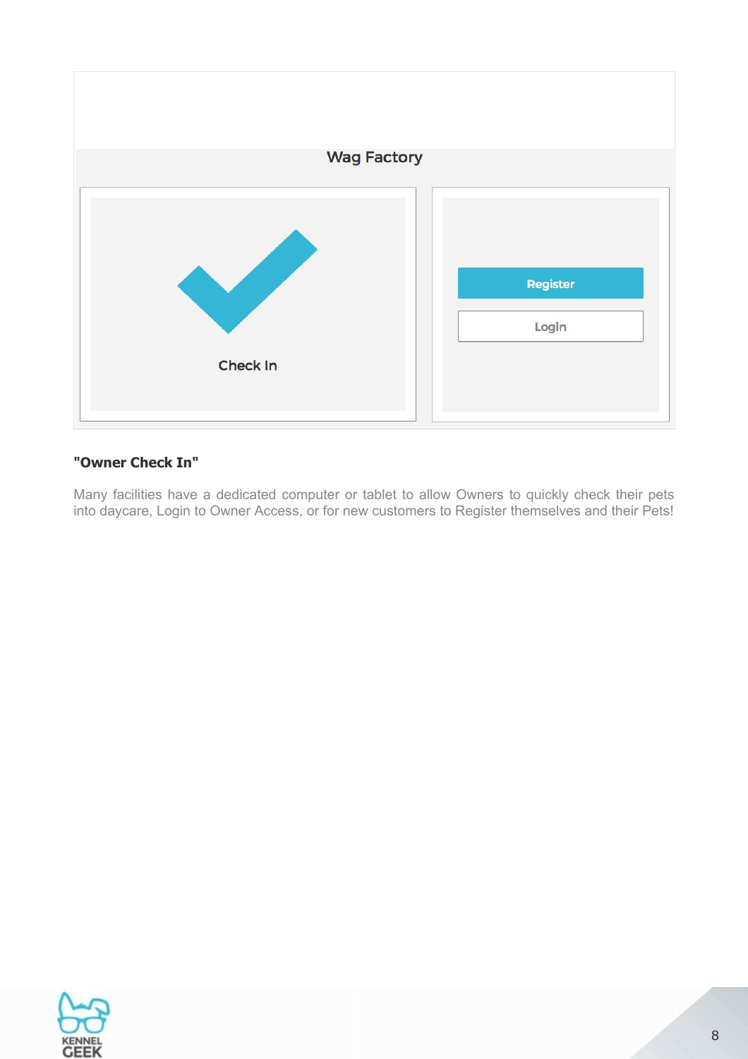Wag Factory

Check In

Register

Login

**"Owner Check In"**

Many facilities have a dedicated computer or tablet to allow Owners to quickly check their pets into daycare, Login to Owner Access, or for new customers to Register themselves and their Pets!